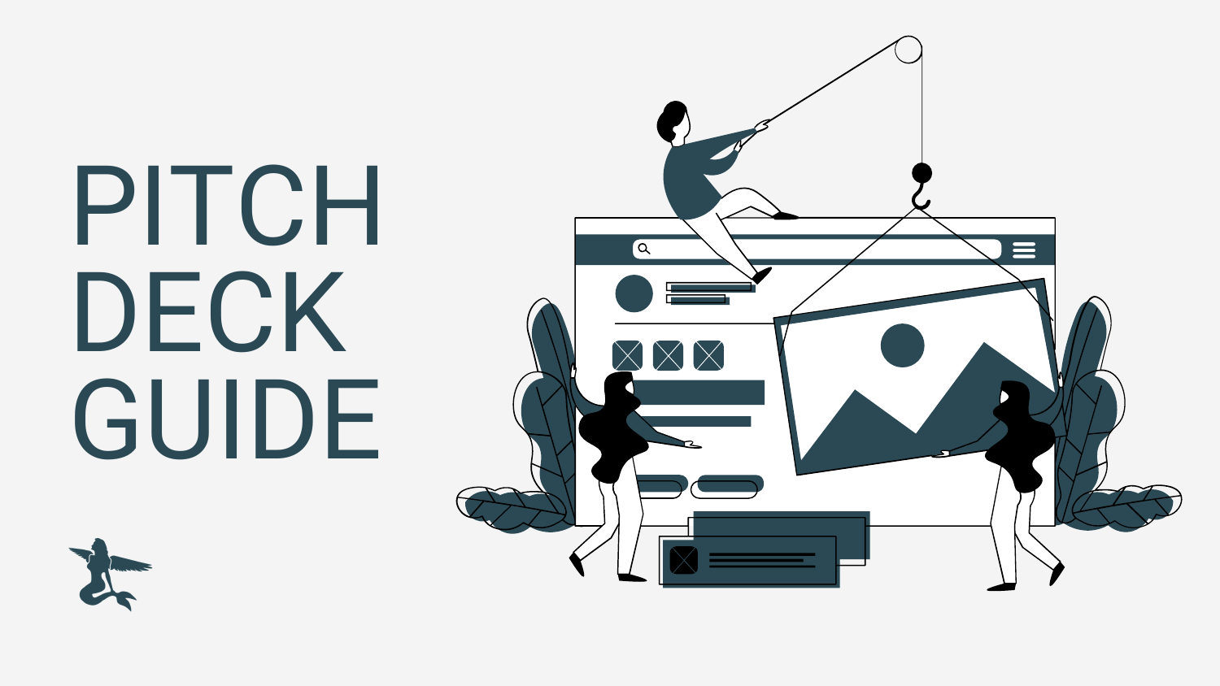# PITCH DECK GUIDE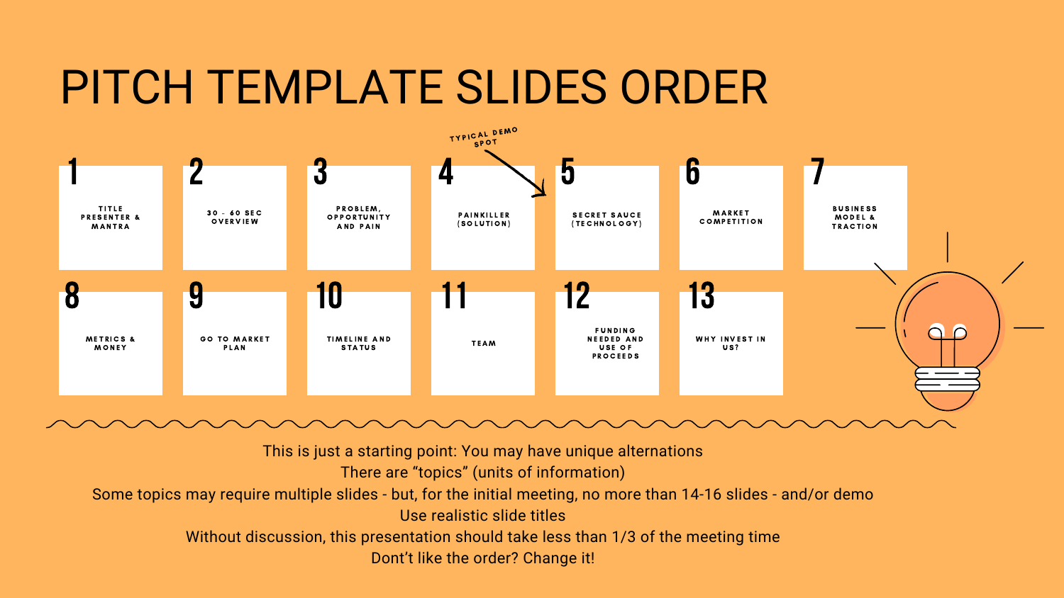# PITCH TEMPLATE SLIDES ORDER

1. TITLE PRESENTER & MANTRA
2. 30 - 60 SEC OVERVIEW
3. PROBLEM, OPPORTUNITY AND PAIN
4. PAINKILLER (SOLUTION)
5. SECRET SAUCE (TECHNOLOGY)
6. MARKET COMPETITION
7. BUSINESS MODEL & TRACTION
8. METRICS & MONEY
9. GO TO MARKET PLAN
10. TIMELINE AND STATUS
11. TEAM
12. FUNDING NEEDED AND USE OF PROCEEDS
13. WHY INVEST IN US?

TYPICAL DEMO SPOT (between 4 and 5)

This is just a starting point: You may have unique alternations
There are "topics" (units of information)
Some topics may require multiple slides - but, for the initial meeting, no more than 14-16 slides - and/or demo
Use realistic slide titles
Without discussion, this presentation should take less than 1/3 of the meeting time
Don't like the order? Change it!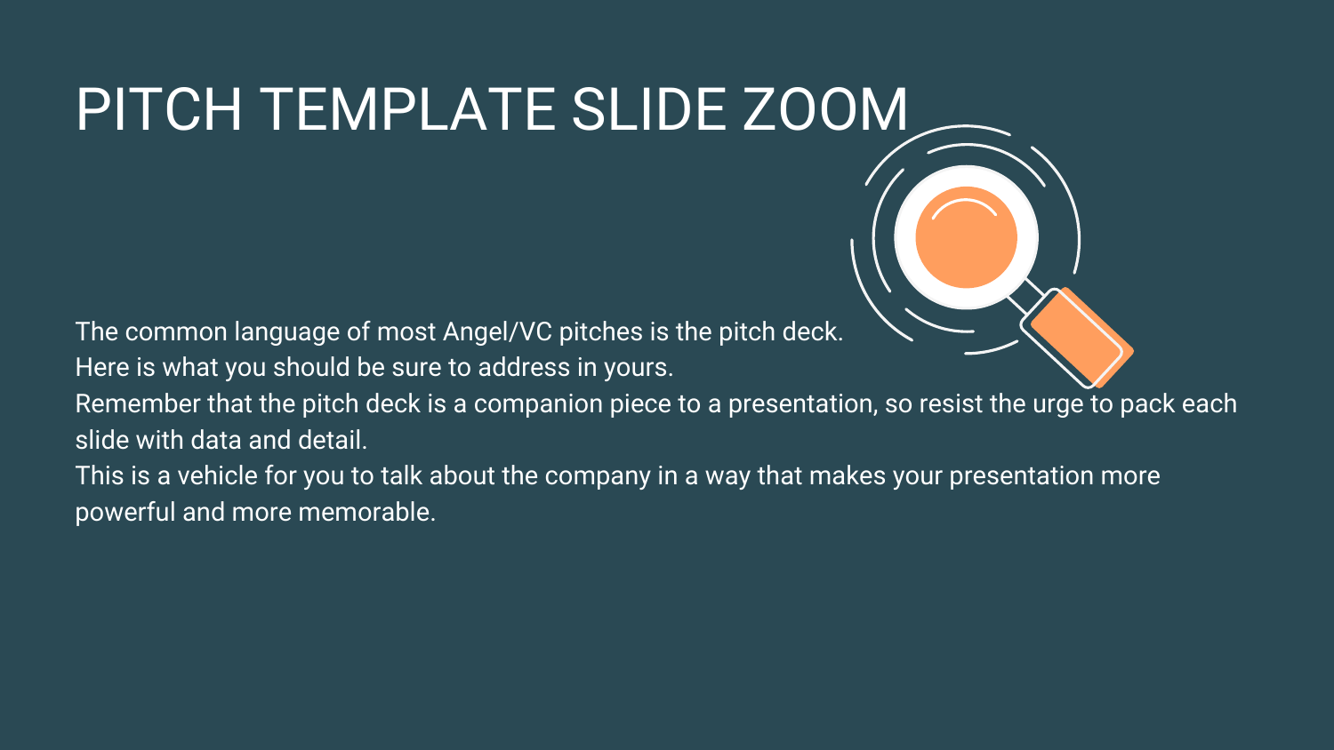# PITCH TEMPLATE SLIDE ZOOM

The common language of most Angel/VC pitches is the pitch deck.
Here is what you should be sure to address in yours.
Remember that the pitch deck is a companion piece to a presentation, so resist the urge to pack each slide with data and detail.
This is a vehicle for you to talk about the company in a way that makes your presentation more powerful and more memorable.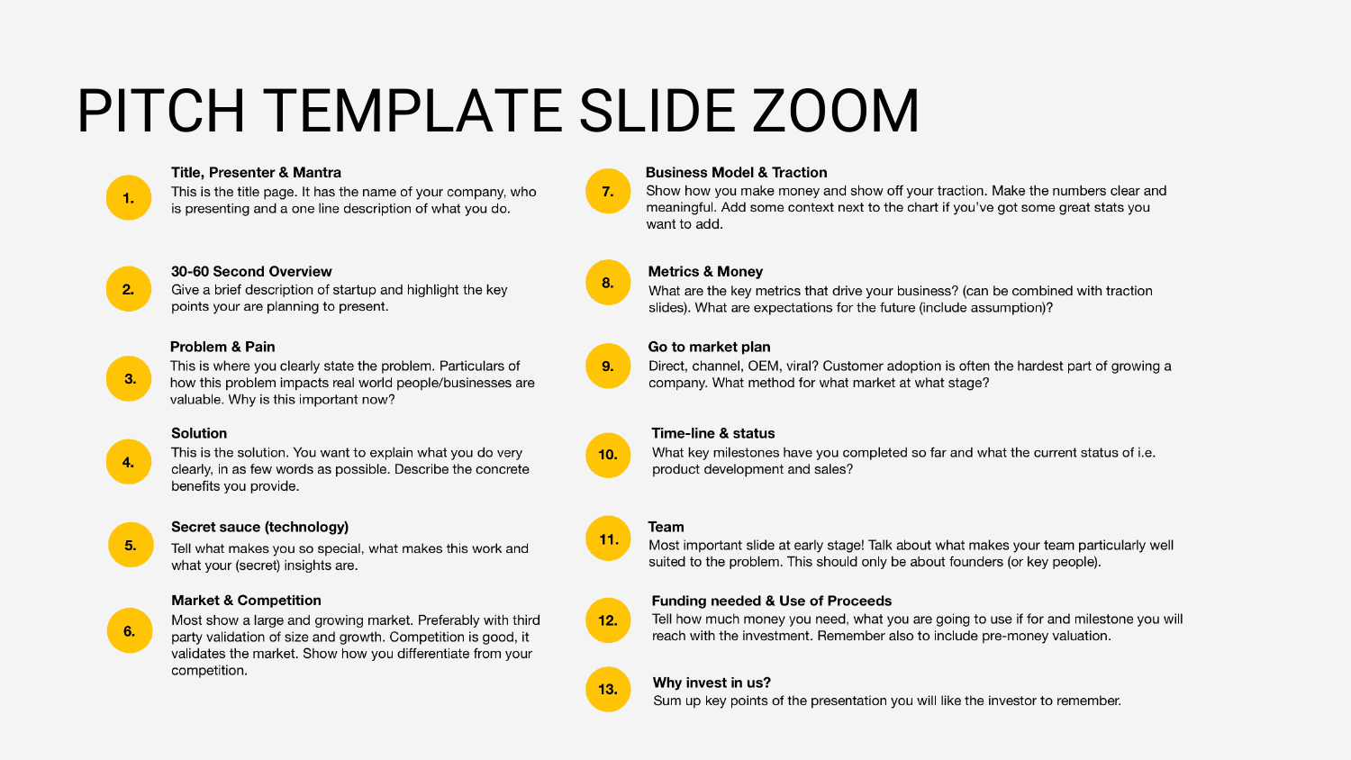# PITCH TEMPLATE SLIDE ZOOM

1. **Title, Presenter & Mantra**
   This is the title page. It has the name of your company, who is presenting and a one line description of what you do.

2. **30-60 Second Overview**
   Give a brief description of startup and highlight the key points your are planning to present.

3. **Problem & Pain**
   This is where you clearly state the problem. Particulars of how this problem impacts real world people/businesses are valuable. Why is this important now?

4. **Solution**
   This is the solution. You want to explain what you do very clearly, in as few words as possible. Describe the concrete benefits you provide.

5. **Secret sauce (technology)**
   Tell what makes you so special, what makes this work and what your (secret) insights are.

6. **Market & Competition**
   Most show a large and growing market. Preferably with third party validation of size and growth. Competition is good, it validates the market. Show how you differentiate from your competition.

7. **Business Model & Traction**
   Show how you make money and show off your traction. Make the numbers clear and meaningful. Add some context next to the chart if you've got some great stats you want to add.

8. **Metrics & Money**
   What are the key metrics that drive your business? (can be combined with traction slides). What are expectations for the future (include assumption)?

9. **Go to market plan**
   Direct, channel, OEM, viral? Customer adoption is often the hardest part of growing a company. What method for what market at what stage?

10. **Time-line & status**
    What key milestones have you completed so far and what the current status of i.e. product development and sales?

11. **Team**
    Most important slide at early stage! Talk about what makes your team particularly well suited to the problem. This should only be about founders (or key people).

12. **Funding needed & Use of Proceeds**
    Tell how much money you need, what you are going to use if for and milestone you will reach with the investment. Remember also to include pre-money valuation.

13. **Why invest in us?**
    Sum up key points of the presentation you will like the investor to remember.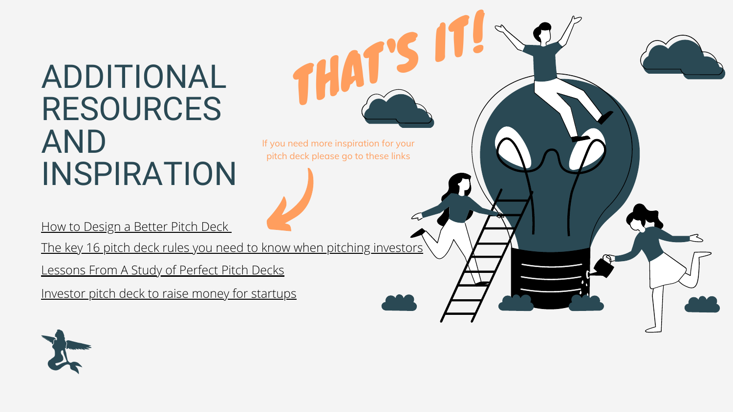# ADDITIONAL RESOURCES AND INSPIRATION

THAT'S IT!

If you need more inspiration for your pitch deck please go to these links

How to Design a Better Pitch Deck

The key 16 pitch deck rules you need to know when pitching investors

Lessons From A Study of Perfect Pitch Decks

Investor pitch deck to raise money for startups